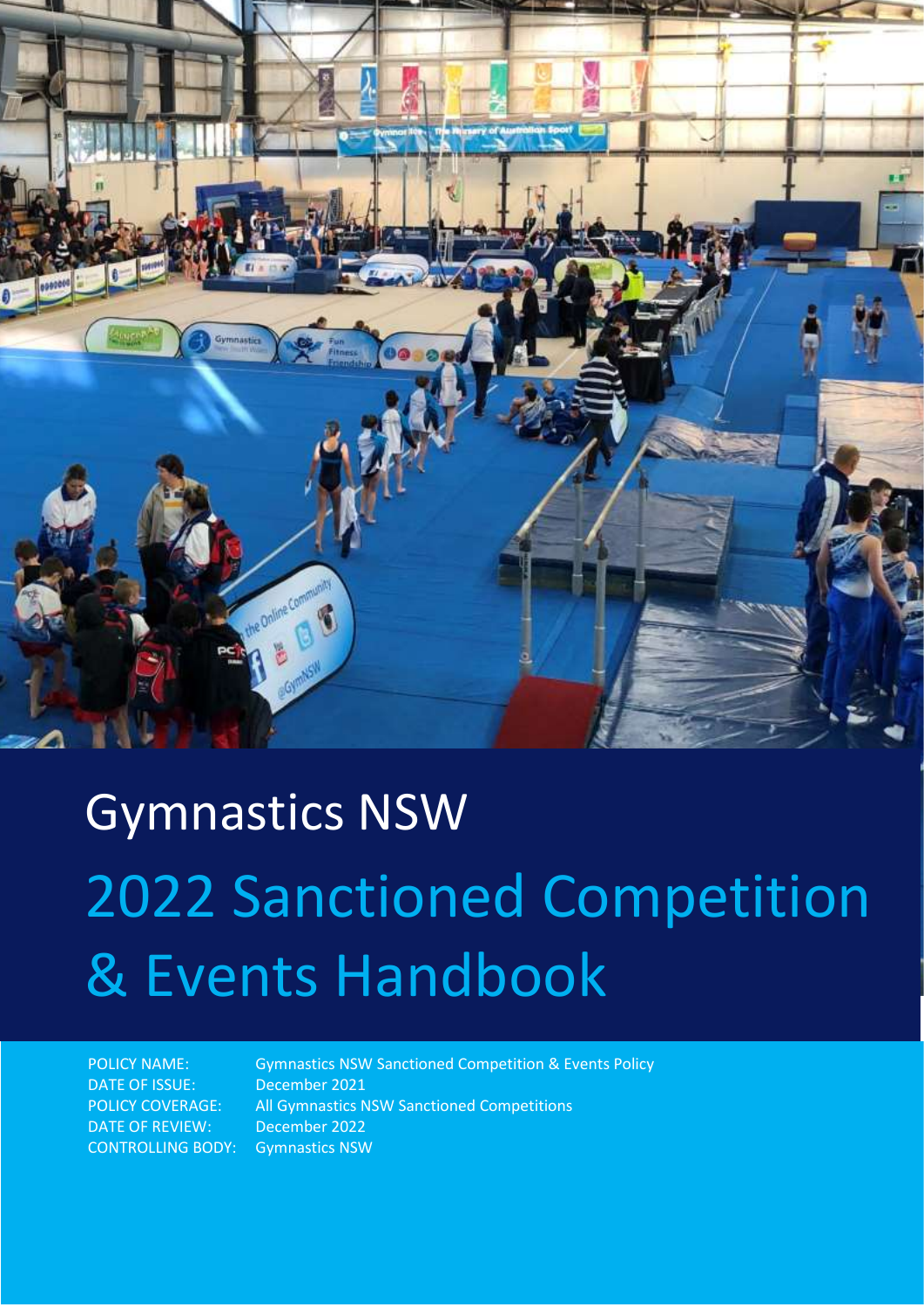# Gymnastics NSW

## 2022 Sanctioned Competition & Events Handbook

| | |
|---|---|
| POLICY NAME: | Gymnastics NSW Sanctioned Competition & Events Policy |
| DATE OF ISSUE: | December 2021 |
| POLICY COVERAGE: | All Gymnastics NSW Sanctioned Competitions |
| DATE OF REVIEW: | December 2022 |
| CONTROLLING BODY: | Gymnastics NSW |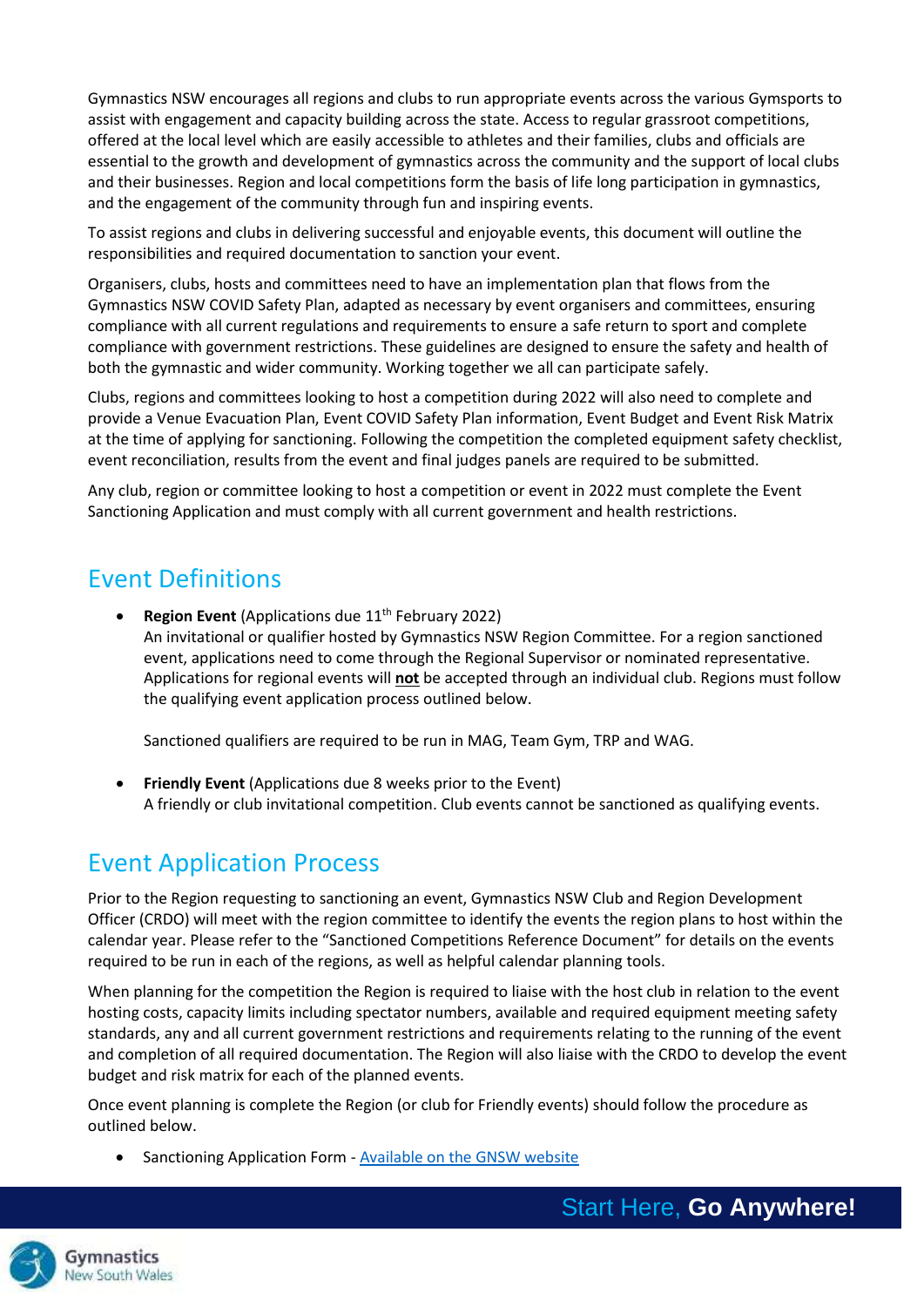Gymnastics NSW encourages all regions and clubs to run appropriate events across the various Gymsports to assist with engagement and capacity building across the state. Access to regular grassroot competitions, offered at the local level which are easily accessible to athletes and their families, clubs and officials are essential to the growth and development of gymnastics across the community and the support of local clubs and their businesses. Region and local competitions form the basis of life long participation in gymnastics, and the engagement of the community through fun and inspiring events.

To assist regions and clubs in delivering successful and enjoyable events, this document will outline the responsibilities and required documentation to sanction your event.

Organisers, clubs, hosts and committees need to have an implementation plan that flows from the Gymnastics NSW COVID Safety Plan, adapted as necessary by event organisers and committees, ensuring compliance with all current regulations and requirements to ensure a safe return to sport and complete compliance with government restrictions. These guidelines are designed to ensure the safety and health of both the gymnastic and wider community. Working together we all can participate safely.

Clubs, regions and committees looking to host a competition during 2022 will also need to complete and provide a Venue Evacuation Plan, Event COVID Safety Plan information, Event Budget and Event Risk Matrix at the time of applying for sanctioning. Following the competition the completed equipment safety checklist, event reconciliation, results from the event and final judges panels are required to be submitted.

Any club, region or committee looking to host a competition or event in 2022 must complete the Event Sanctioning Application and must comply with all current government and health restrictions.

## Event Definitions

- **Region Event** (Applications due 11th February 2022)
  An invitational or qualifier hosted by Gymnastics NSW Region Committee. For a region sanctioned event, applications need to come through the Regional Supervisor or nominated representative. Applications for regional events will **not** be accepted through an individual club. Regions must follow the qualifying event application process outlined below.

  Sanctioned qualifiers are required to be run in MAG, Team Gym, TRP and WAG.

- **Friendly Event** (Applications due 8 weeks prior to the Event)
  A friendly or club invitational competition. Club events cannot be sanctioned as qualifying events.

## Event Application Process

Prior to the Region requesting to sanctioning an event, Gymnastics NSW Club and Region Development Officer (CRDO) will meet with the region committee to identify the events the region plans to host within the calendar year. Please refer to the "Sanctioned Competitions Reference Document" for details on the events required to be run in each of the regions, as well as helpful calendar planning tools.

When planning for the competition the Region is required to liaise with the host club in relation to the event hosting costs, capacity limits including spectator numbers, available and required equipment meeting safety standards, any and all current government restrictions and requirements relating to the running of the event and completion of all required documentation. The Region will also liaise with the CRDO to develop the event budget and risk matrix for each of the planned events.

Once event planning is complete the Region (or club for Friendly events) should follow the procedure as outlined below.

- Sanctioning Application Form - Available on the GNSW website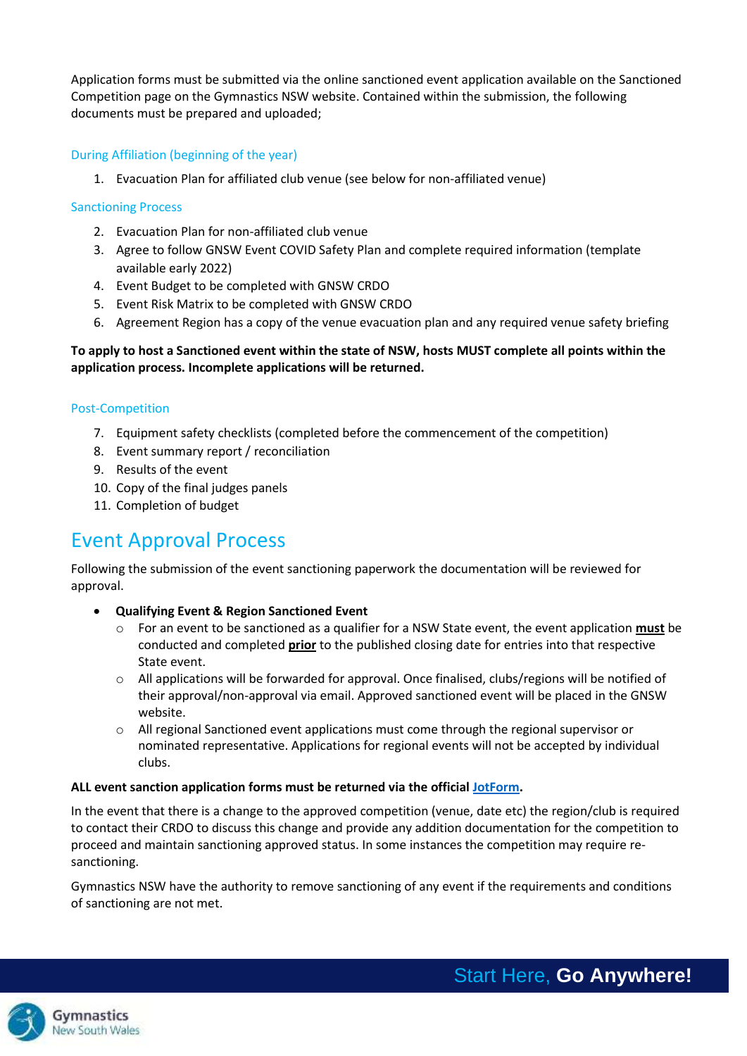Application forms must be submitted via the online sanctioned event application available on the Sanctioned Competition page on the Gymnastics NSW website. Contained within the submission, the following documents must be prepared and uploaded;

### During Affiliation (beginning of the year)

1. Evacuation Plan for affiliated club venue (see below for non-affiliated venue)

### Sanctioning Process

2. Evacuation Plan for non-affiliated club venue
3. Agree to follow GNSW Event COVID Safety Plan and complete required information (template available early 2022)
4. Event Budget to be completed with GNSW CRDO
5. Event Risk Matrix to be completed with GNSW CRDO
6. Agreement Region has a copy of the venue evacuation plan and any required venue safety briefing

**To apply to host a Sanctioned event within the state of NSW, hosts MUST complete all points within the application process. Incomplete applications will be returned.**

### Post-Competition

7. Equipment safety checklists (completed before the commencement of the competition)
8. Event summary report / reconciliation
9. Results of the event
10. Copy of the final judges panels
11. Completion of budget

# Event Approval Process

Following the submission of the event sanctioning paperwork the documentation will be reviewed for approval.

- **Qualifying Event & Region Sanctioned Event**
  - For an event to be sanctioned as a qualifier for a NSW State event, the event application **must** be conducted and completed **prior** to the published closing date for entries into that respective State event.
  - All applications will be forwarded for approval. Once finalised, clubs/regions will be notified of their approval/non-approval via email. Approved sanctioned event will be placed in the GNSW website.
  - All regional Sanctioned event applications must come through the regional supervisor or nominated representative. Applications for regional events will not be accepted by individual clubs.

**ALL event sanction application forms must be returned via the official JotForm.**

In the event that there is a change to the approved competition (venue, date etc) the region/club is required to contact their CRDO to discuss this change and provide any addition documentation for the competition to proceed and maintain sanctioning approved status. In some instances the competition may require re-sanctioning.

Gymnastics NSW have the authority to remove sanctioning of any event if the requirements and conditions of sanctioning are not met.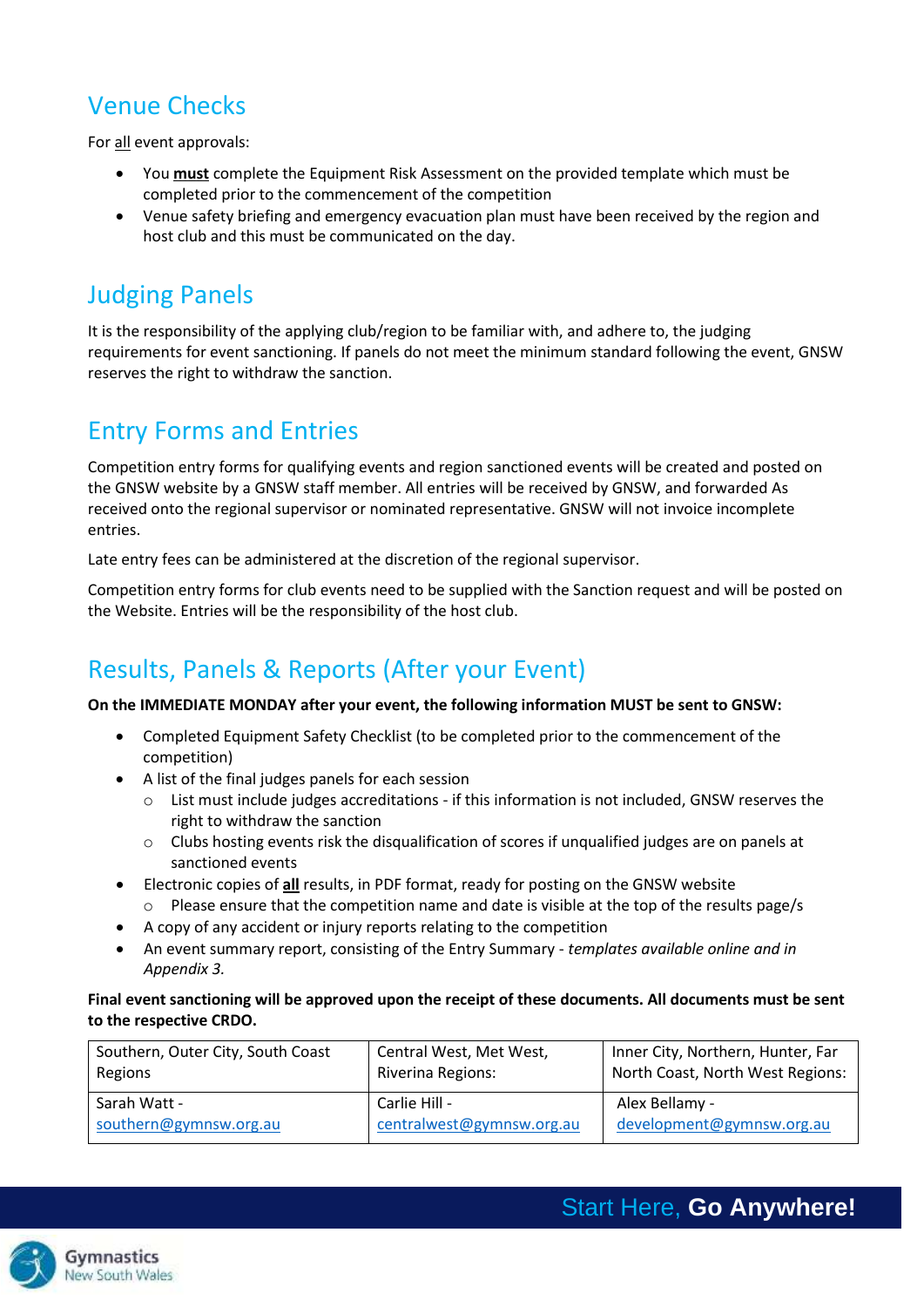## Venue Checks

For <u>all</u> event approvals:

- You **<u>must</u>** complete the Equipment Risk Assessment on the provided template which must be completed prior to the commencement of the competition
- Venue safety briefing and emergency evacuation plan must have been received by the region and host club and this must be communicated on the day.

## Judging Panels

It is the responsibility of the applying club/region to be familiar with, and adhere to, the judging requirements for event sanctioning. If panels do not meet the minimum standard following the event, GNSW reserves the right to withdraw the sanction.

## Entry Forms and Entries

Competition entry forms for qualifying events and region sanctioned events will be created and posted on the GNSW website by a GNSW staff member. All entries will be received by GNSW, and forwarded As received onto the regional supervisor or nominated representative. GNSW will not invoice incomplete entries.

Late entry fees can be administered at the discretion of the regional supervisor.

Competition entry forms for club events need to be supplied with the Sanction request and will be posted on the Website. Entries will be the responsibility of the host club.

## Results, Panels & Reports (After your Event)

**On the IMMEDIATE MONDAY after your event, the following information MUST be sent to GNSW:**

- Completed Equipment Safety Checklist (to be completed prior to the commencement of the competition)
- A list of the final judges panels for each session
  - List must include judges accreditations - if this information is not included, GNSW reserves the right to withdraw the sanction
  - Clubs hosting events risk the disqualification of scores if unqualified judges are on panels at sanctioned events
- Electronic copies of **<u>all</u>** results, in PDF format, ready for posting on the GNSW website
  - Please ensure that the competition name and date is visible at the top of the results page/s
- A copy of any accident or injury reports relating to the competition
- An event summary report, consisting of the Entry Summary - *templates available online and in Appendix 3.*

**Final event sanctioning will be approved upon the receipt of these documents. All documents must be sent to the respective CRDO.**

| Southern, Outer City, South Coast Regions | Central West, Met West, Riverina Regions: | Inner City, Northern, Hunter, Far North Coast, North West Regions: |
|---|---|---|
| Sarah Watt - southern@gymnsw.org.au | Carlie Hill - centralwest@gymnsw.org.au | Alex Bellamy - development@gymnsw.org.au |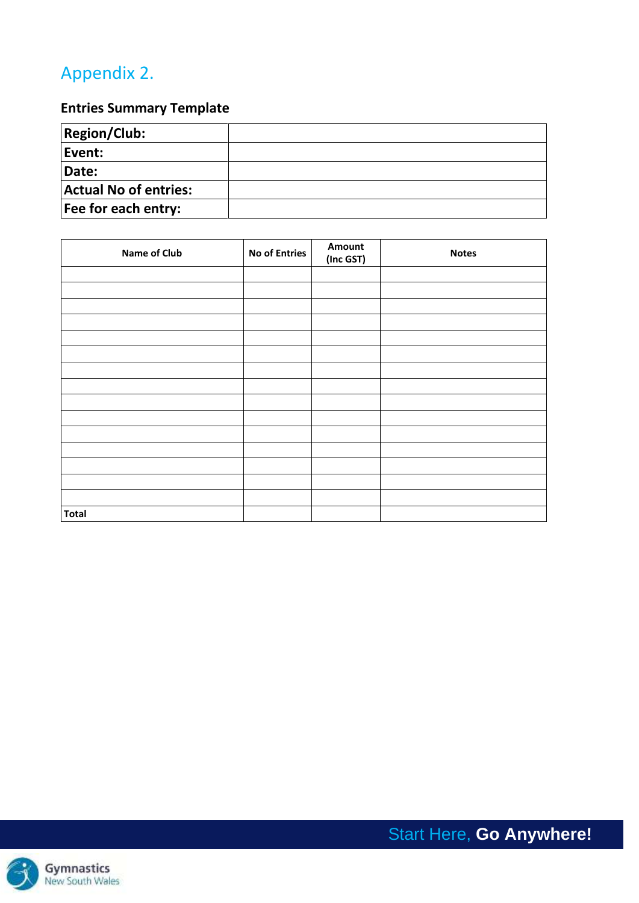## Appendix 2.

**Entries Summary Template**

| | |
|---|---|
| **Region/Club:** | |
| **Event:** | |
| **Date:** | |
| **Actual No of entries:** | |
| **Fee for each entry:** | |

| Name of Club | No of Entries | Amount (Inc GST) | Notes |
|---|---|---|---|
| | | | |
| | | | |
| | | | |
| | | | |
| | | | |
| | | | |
| | | | |
| | | | |
| | | | |
| | | | |
| | | | |
| | | | |
| | | | |
| | | | |
| | | | |
| **Total** | | | |